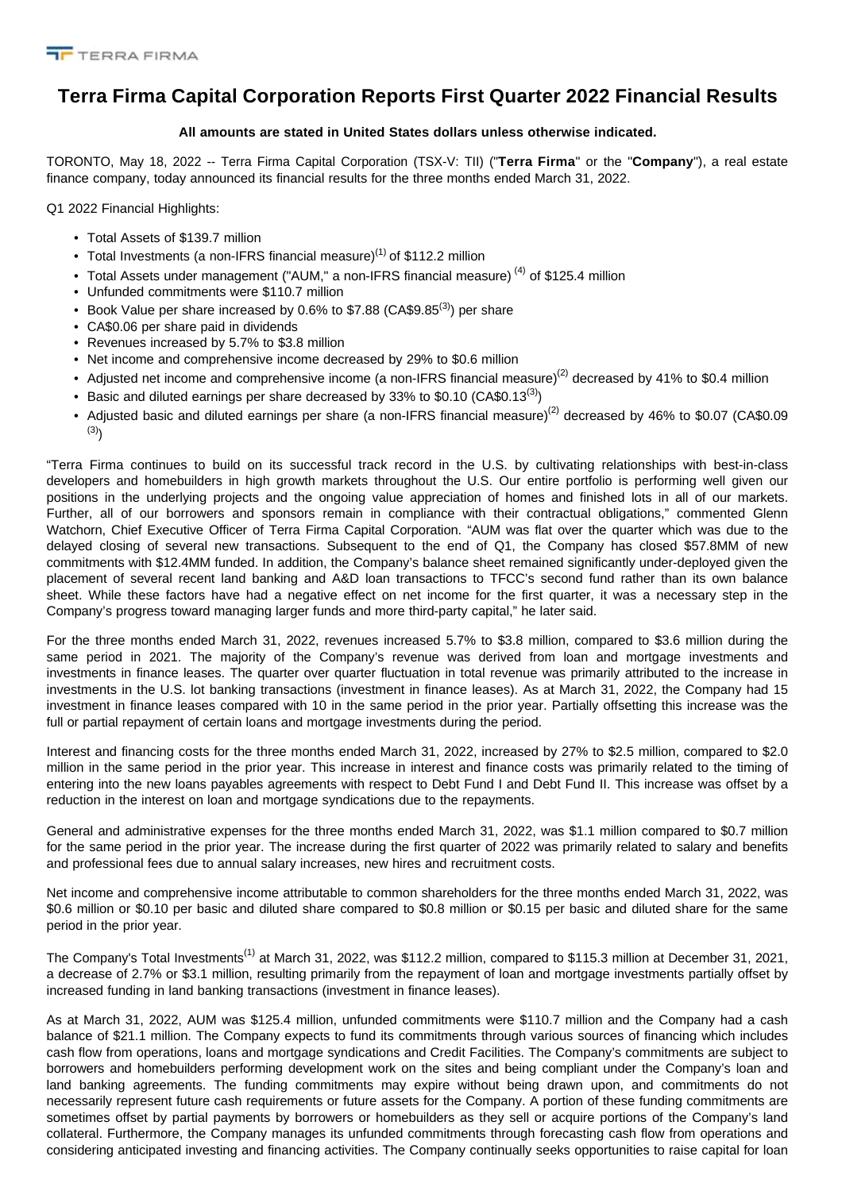# Terra Firma Capital Corporation Reports First Quarter 2022 Financial Results

**All amounts are stated in United States dollars unless otherwise indicated.**

TORONTO, May 18, 2022 -- Terra Firma Capital Corporation (TSX-V: TII) ("**Terra Firma**" or the "**Company**"), a real estate finance company, today announced its financial results for the three months ended March 31, 2022.

Q1 2022 Financial Highlights:

- Total Assets of $139.7 million
- Total Investments (a non-IFRS financial measure)[1] of $112.2 million
- Total Assets under management ("AUM," a non-IFRS financial measure) [4] of $125.4 million
- Unfunded commitments were $110.7 million
- Book Value per share increased by 0.6% to $7.88 (CA$9.85[3]) per share
- CA$0.06 per share paid in dividends
- Revenues increased by 5.7% to $3.8 million
- Net income and comprehensive income decreased by 29% to $0.6 million
- Adjusted net income and comprehensive income (a non-IFRS financial measure)[2] decreased by 41% to $0.4 million
- Basic and diluted earnings per share decreased by 33% to $0.10 (CA$0.13[3])
- Adjusted basic and diluted earnings per share (a non-IFRS financial measure)[2] decreased by 46% to $0.07 (CA$0.09 [3])

"Terra Firma continues to build on its successful track record in the U.S. by cultivating relationships with best-in-class developers and homebuilders in high growth markets throughout the U.S. Our entire portfolio is performing well given our positions in the underlying projects and the ongoing value appreciation of homes and finished lots in all of our markets. Further, all of our borrowers and sponsors remain in compliance with their contractual obligations," commented Glenn Watchorn, Chief Executive Officer of Terra Firma Capital Corporation. "AUM was flat over the quarter which was due to the delayed closing of several new transactions. Subsequent to the end of Q1, the Company has closed $57.8MM of new commitments with $12.4MM funded. In addition, the Company's balance sheet remained significantly under-deployed given the placement of several recent land banking and A&D loan transactions to TFCC's second fund rather than its own balance sheet. While these factors have had a negative effect on net income for the first quarter, it was a necessary step in the Company's progress toward managing larger funds and more third-party capital," he later said.

For the three months ended March 31, 2022, revenues increased 5.7% to $3.8 million, compared to $3.6 million during the same period in 2021. The majority of the Company's revenue was derived from loan and mortgage investments and investments in finance leases. The quarter over quarter fluctuation in total revenue was primarily attributed to the increase in investments in the U.S. lot banking transactions (investment in finance leases). As at March 31, 2022, the Company had 15 investment in finance leases compared with 10 in the same period in the prior year. Partially offsetting this increase was the full or partial repayment of certain loans and mortgage investments during the period.

Interest and financing costs for the three months ended March 31, 2022, increased by 27% to $2.5 million, compared to $2.0 million in the same period in the prior year. This increase in interest and finance costs was primarily related to the timing of entering into the new loans payables agreements with respect to Debt Fund I and Debt Fund II. This increase was offset by a reduction in the interest on loan and mortgage syndications due to the repayments.

General and administrative expenses for the three months ended March 31, 2022, was $1.1 million compared to $0.7 million for the same period in the prior year. The increase during the first quarter of 2022 was primarily related to salary and benefits and professional fees due to annual salary increases, new hires and recruitment costs.

Net income and comprehensive income attributable to common shareholders for the three months ended March 31, 2022, was $0.6 million or $0.10 per basic and diluted share compared to $0.8 million or $0.15 per basic and diluted share for the same period in the prior year.

The Company's Total Investments[1] at March 31, 2022, was $112.2 million, compared to $115.3 million at December 31, 2021, a decrease of 2.7% or $3.1 million, resulting primarily from the repayment of loan and mortgage investments partially offset by increased funding in land banking transactions (investment in finance leases).

As at March 31, 2022, AUM was $125.4 million, unfunded commitments were $110.7 million and the Company had a cash balance of $21.1 million. The Company expects to fund its commitments through various sources of financing which includes cash flow from operations, loans and mortgage syndications and Credit Facilities. The Company's commitments are subject to borrowers and homebuilders performing development work on the sites and being compliant under the Company's loan and land banking agreements. The funding commitments may expire without being drawn upon, and commitments do not necessarily represent future cash requirements or future assets for the Company. A portion of these funding commitments are sometimes offset by partial payments by borrowers or homebuilders as they sell or acquire portions of the Company's land collateral. Furthermore, the Company manages its unfunded commitments through forecasting cash flow from operations and considering anticipated investing and financing activities. The Company continually seeks opportunities to raise capital for loan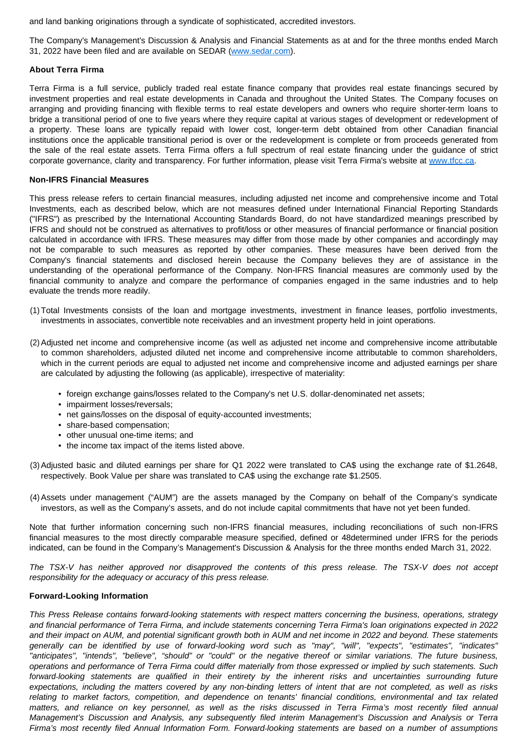and land banking originations through a syndicate of sophisticated, accredited investors.

The Company's Management's Discussion & Analysis and Financial Statements as at and for the three months ended March 31, 2022 have been filed and are available on SEDAR (www.sedar.com).

**About Terra Firma**

Terra Firma is a full service, publicly traded real estate finance company that provides real estate financings secured by investment properties and real estate developments in Canada and throughout the United States. The Company focuses on arranging and providing financing with flexible terms to real estate developers and owners who require shorter-term loans to bridge a transitional period of one to five years where they require capital at various stages of development or redevelopment of a property. These loans are typically repaid with lower cost, longer-term debt obtained from other Canadian financial institutions once the applicable transitional period is over or the redevelopment is complete or from proceeds generated from the sale of the real estate assets. Terra Firma offers a full spectrum of real estate financing under the guidance of strict corporate governance, clarity and transparency. For further information, please visit Terra Firma's website at www.tfcc.ca.

**Non-IFRS Financial Measures**

This press release refers to certain financial measures, including adjusted net income and comprehensive income and Total Investments, each as described below, which are not measures defined under International Financial Reporting Standards ("IFRS") as prescribed by the International Accounting Standards Board, do not have standardized meanings prescribed by IFRS and should not be construed as alternatives to profit/loss or other measures of financial performance or financial position calculated in accordance with IFRS. These measures may differ from those made by other companies and accordingly may not be comparable to such measures as reported by other companies. These measures have been derived from the Company's financial statements and disclosed herein because the Company believes they are of assistance in the understanding of the operational performance of the Company. Non-IFRS financial measures are commonly used by the financial community to analyze and compare the performance of companies engaged in the same industries and to help evaluate the trends more readily.

(1) Total Investments consists of the loan and mortgage investments, investment in finance leases, portfolio investments, investments in associates, convertible note receivables and an investment property held in joint operations.

(2) Adjusted net income and comprehensive income (as well as adjusted net income and comprehensive income attributable to common shareholders, adjusted diluted net income and comprehensive income attributable to common shareholders, which in the current periods are equal to adjusted net income and comprehensive income and adjusted earnings per share are calculated by adjusting the following (as applicable), irrespective of materiality:

- foreign exchange gains/losses related to the Company's net U.S. dollar-denominated net assets;
- impairment losses/reversals;
- net gains/losses on the disposal of equity-accounted investments;
- share-based compensation;
- other unusual one-time items; and
- the income tax impact of the items listed above.

(3) Adjusted basic and diluted earnings per share for Q1 2022 were translated to CA$ using the exchange rate of $1.2648, respectively. Book Value per share was translated to CA$ using the exchange rate $1.2505.

(4) Assets under management ("AUM") are the assets managed by the Company on behalf of the Company's syndicate investors, as well as the Company's assets, and do not include capital commitments that have not yet been funded.

Note that further information concerning such non-IFRS financial measures, including reconciliations of such non-IFRS financial measures to the most directly comparable measure specified, defined or 48determined under IFRS for the periods indicated, can be found in the Company's Management's Discussion & Analysis for the three months ended March 31, 2022.

*The TSX-V has neither approved nor disapproved the contents of this press release. The TSX-V does not accept responsibility for the adequacy or accuracy of this press release.*

**Forward-Looking Information**

*This Press Release contains forward-looking statements with respect matters concerning the business, operations, strategy and financial performance of Terra Firma, and include statements concerning Terra Firma's loan originations expected in 2022 and their impact on AUM, and potential significant growth both in AUM and net income in 2022 and beyond. These statements generally can be identified by use of forward-looking word such as "may", "will", "expects", "estimates", "indicates" "anticipates", "intends", "believe", "should" or "could" or the negative thereof or similar variations. The future business, operations and performance of Terra Firma could differ materially from those expressed or implied by such statements. Such forward-looking statements are qualified in their entirety by the inherent risks and uncertainties surrounding future expectations, including the matters covered by any non-binding letters of intent that are not completed, as well as risks relating to market factors, competition, and dependence on tenants' financial conditions, environmental and tax related matters, and reliance on key personnel, as well as the risks discussed in Terra Firma's most recently filed annual Management's Discussion and Analysis, any subsequently filed interim Management's Discussion and Analysis or Terra Firma's most recently filed Annual Information Form. Forward-looking statements are based on a number of assumptions*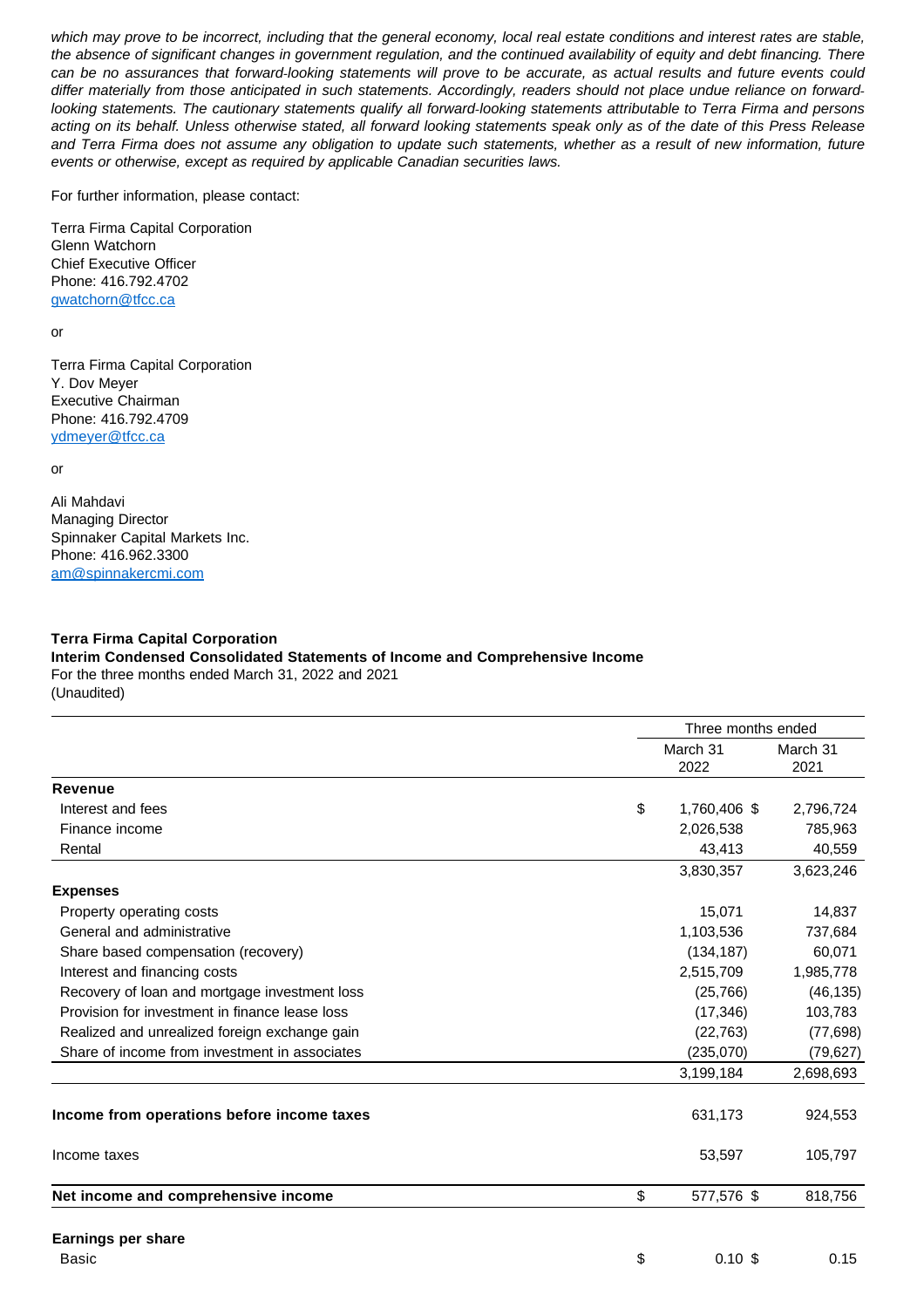*which may prove to be incorrect, including that the general economy, local real estate conditions and interest rates are stable, the absence of significant changes in government regulation, and the continued availability of equity and debt financing. There can be no assurances that forward-looking statements will prove to be accurate, as actual results and future events could differ materially from those anticipated in such statements. Accordingly, readers should not place undue reliance on forward-looking statements. The cautionary statements qualify all forward-looking statements attributable to Terra Firma and persons acting on its behalf. Unless otherwise stated, all forward looking statements speak only as of the date of this Press Release and Terra Firma does not assume any obligation to update such statements, whether as a result of new information, future events or otherwise, except as required by applicable Canadian securities laws.*

For further information, please contact:

Terra Firma Capital Corporation
Glenn Watchorn
Chief Executive Officer
Phone: 416.792.4702
gwatchorn@tfcc.ca

or

Terra Firma Capital Corporation
Y. Dov Meyer
Executive Chairman
Phone: 416.792.4709
ydmeyer@tfcc.ca

or

Ali Mahdavi
Managing Director
Spinnaker Capital Markets Inc.
Phone: 416.962.3300
am@spinnakercmi.com

**Terra Firma Capital Corporation**
**Interim Condensed Consolidated Statements of Income and Comprehensive Income**
For the three months ended March 31, 2022 and 2021
(Unaudited)

| | Three months ended | |
|---|---|---|
| | March 31 2022 | March 31 2021 |
| **Revenue** | | |
| Interest and fees | $ 1,760,406 | $ 2,796,724 |
| Finance income | 2,026,538 | 785,963 |
| Rental | 43,413 | 40,559 |
| | 3,830,357 | 3,623,246 |
| **Expenses** | | |
| Property operating costs | 15,071 | 14,837 |
| General and administrative | 1,103,536 | 737,684 |
| Share based compensation (recovery) | (134,187) | 60,071 |
| Interest and financing costs | 2,515,709 | 1,985,778 |
| Recovery of loan and mortgage investment loss | (25,766) | (46,135) |
| Provision for investment in finance lease loss | (17,346) | 103,783 |
| Realized and unrealized foreign exchange gain | (22,763) | (77,698) |
| Share of income from investment in associates | (235,070) | (79,627) |
| | 3,199,184 | 2,698,693 |
| **Income from operations before income taxes** | 631,173 | 924,553 |
| Income taxes | 53,597 | 105,797 |
| **Net income and comprehensive income** | $ 577,576 | $ 818,756 |
| **Earnings per share** | | |
| Basic | $ 0.10 | $ 0.15 |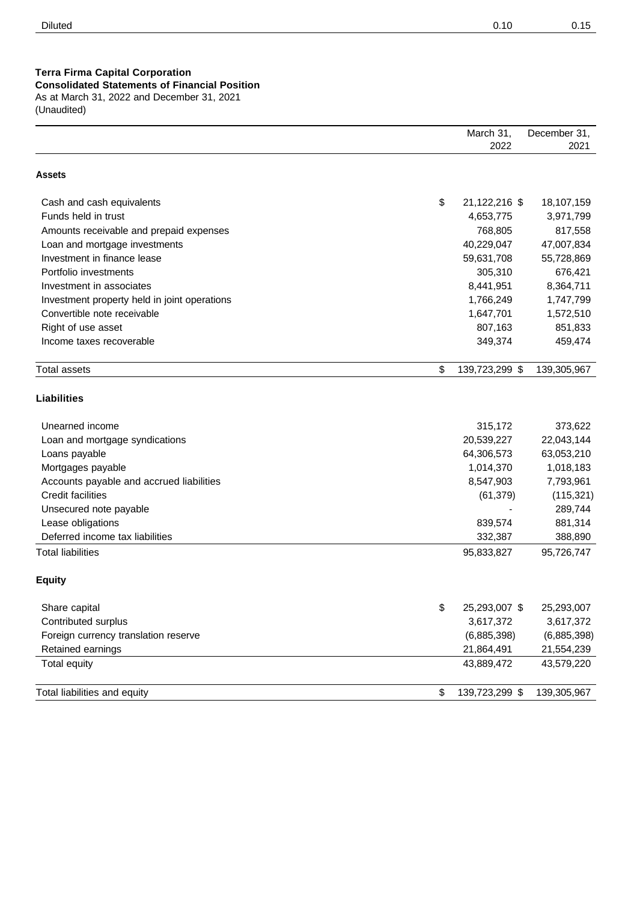| | | |
|---|---|---|
| Diluted | 0.10 | 0.15 |

**Terra Firma Capital Corporation**
**Consolidated Statements of Financial Position**
As at March 31, 2022 and December 31, 2021
(Unaudited)

| | March 31, 2022 | December 31, 2021 |
|---|---|---|
| **Assets** | | |
| Cash and cash equivalents | $ 21,122,216 | $ 18,107,159 |
| Funds held in trust | 4,653,775 | 3,971,799 |
| Amounts receivable and prepaid expenses | 768,805 | 817,558 |
| Loan and mortgage investments | 40,229,047 | 47,007,834 |
| Investment in finance lease | 59,631,708 | 55,728,869 |
| Portfolio investments | 305,310 | 676,421 |
| Investment in associates | 8,441,951 | 8,364,711 |
| Investment property held in joint operations | 1,766,249 | 1,747,799 |
| Convertible note receivable | 1,647,701 | 1,572,510 |
| Right of use asset | 807,163 | 851,833 |
| Income taxes recoverable | 349,374 | 459,474 |
| Total assets | $ 139,723,299 | $ 139,305,967 |
| **Liabilities** | | |
| Unearned income | 315,172 | 373,622 |
| Loan and mortgage syndications | 20,539,227 | 22,043,144 |
| Loans payable | 64,306,573 | 63,053,210 |
| Mortgages payable | 1,014,370 | 1,018,183 |
| Accounts payable and accrued liabilities | 8,547,903 | 7,793,961 |
| Credit facilities | (61,379) | (115,321) |
| Unsecured note payable | - | 289,744 |
| Lease obligations | 839,574 | 881,314 |
| Deferred income tax liabilities | 332,387 | 388,890 |
| Total liabilities | 95,833,827 | 95,726,747 |
| **Equity** | | |
| Share capital | $ 25,293,007 | $ 25,293,007 |
| Contributed surplus | 3,617,372 | 3,617,372 |
| Foreign currency translation reserve | (6,885,398) | (6,885,398) |
| Retained earnings | 21,864,491 | 21,554,239 |
| Total equity | 43,889,472 | 43,579,220 |
| Total liabilities and equity | $ 139,723,299 | $ 139,305,967 |